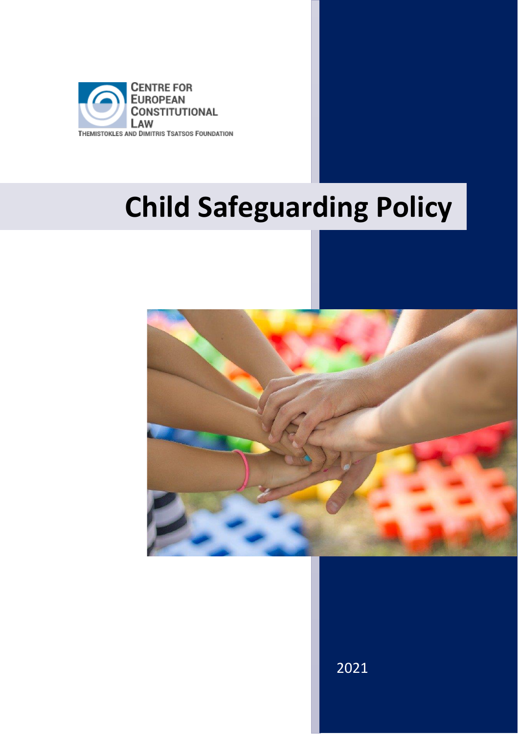CENTRE FOR EUROPEAN CONSTITUTIONAL LAW

THEMISTOKLES AND DIMITRIS TSATSOS FOUNDATION

# Child Safeguarding Policy

2021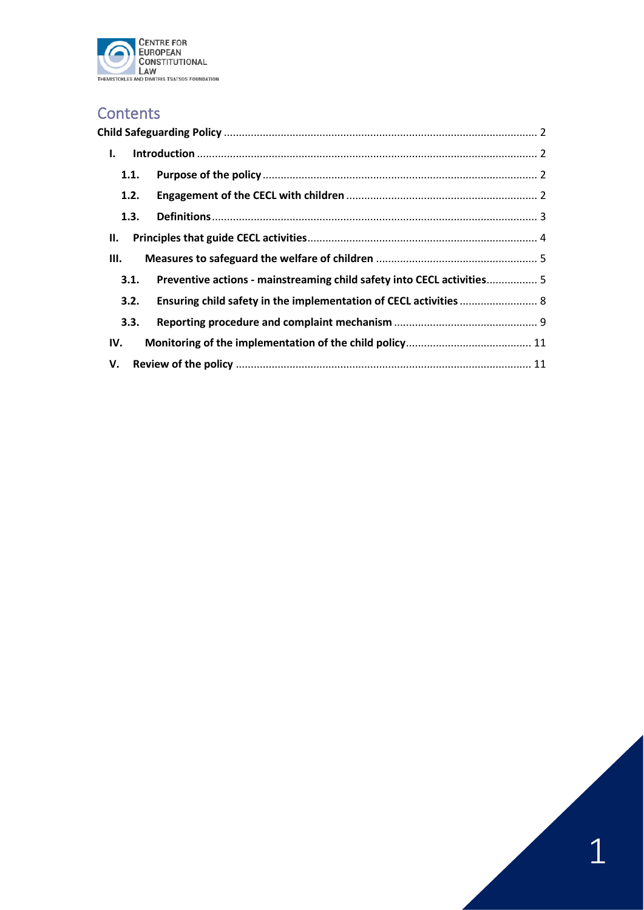# Contents

Child Safeguarding Policy ........................................................................................................ 2

- I. Introduction ................................................................................................................. 2
  - 1.1. Purpose of the policy ........................................................................................... 2
  - 1.2. Engagement of the CECL with children ............................................................... 2
  - 1.3. Definitions ............................................................................................................ 3
- II. Principles that guide CECL activities ............................................................................ 4
- III. Measures to safeguard the welfare of children ...................................................... 5
  - 3.1. Preventive actions - mainstreaming child safety into CECL activities ................. 5
  - 3.2. Ensuring child safety in the implementation of CECL activities .......................... 8
  - 3.3. Reporting procedure and complaint mechanism ............................................... 9
- IV. Monitoring of the implementation of the child policy .......................................... 11
- V. Review of the policy .................................................................................................. 11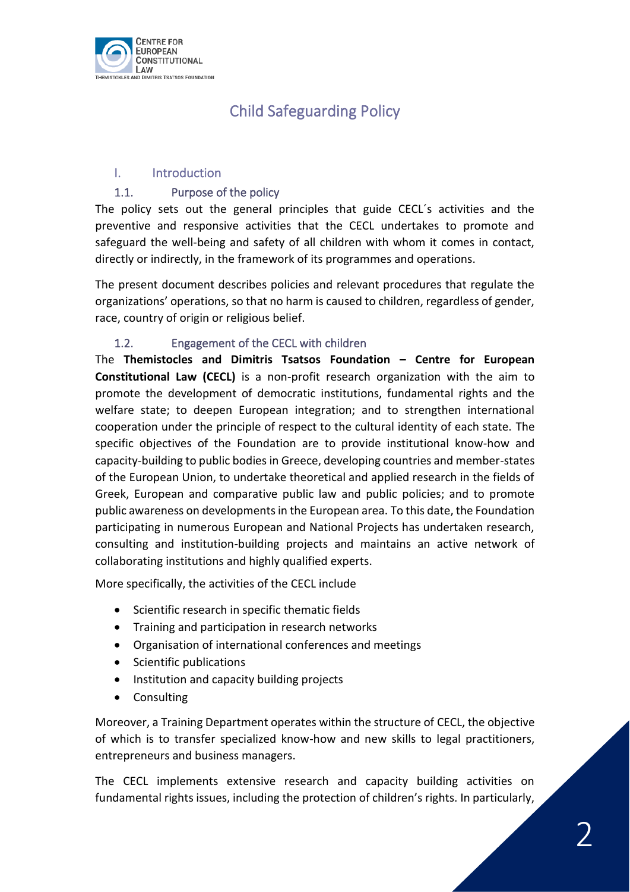# Child Safeguarding Policy

## I. Introduction

### 1.1. Purpose of the policy

The policy sets out the general principles that guide CECL´s activities and the preventive and responsive activities that the CECL undertakes to promote and safeguard the well-being and safety of all children with whom it comes in contact, directly or indirectly, in the framework of its programmes and operations.

The present document describes policies and relevant procedures that regulate the organizations' operations, so that no harm is caused to children, regardless of gender, race, country of origin or religious belief.

### 1.2. Engagement of the CECL with children

The **Themistocles and Dimitris Tsatsos Foundation – Centre for European Constitutional Law (CECL)** is a non-profit research organization with the aim to promote the development of democratic institutions, fundamental rights and the welfare state; to deepen European integration; and to strengthen international cooperation under the principle of respect to the cultural identity of each state. The specific objectives of the Foundation are to provide institutional know-how and capacity-building to public bodies in Greece, developing countries and member-states of the European Union, to undertake theoretical and applied research in the fields of Greek, European and comparative public law and public policies; and to promote public awareness on developments in the European area. To this date, the Foundation participating in numerous European and National Projects has undertaken research, consulting and institution-building projects and maintains an active network of collaborating institutions and highly qualified experts.

More specifically, the activities of the CECL include

- Scientific research in specific thematic fields
- Training and participation in research networks
- Organisation of international conferences and meetings
- Scientific publications
- Institution and capacity building projects
- Consulting

Moreover, a Training Department operates within the structure of CECL, the objective of which is to transfer specialized know-how and new skills to legal practitioners, entrepreneurs and business managers.

The CECL implements extensive research and capacity building activities on fundamental rights issues, including the protection of children's rights. In particularly,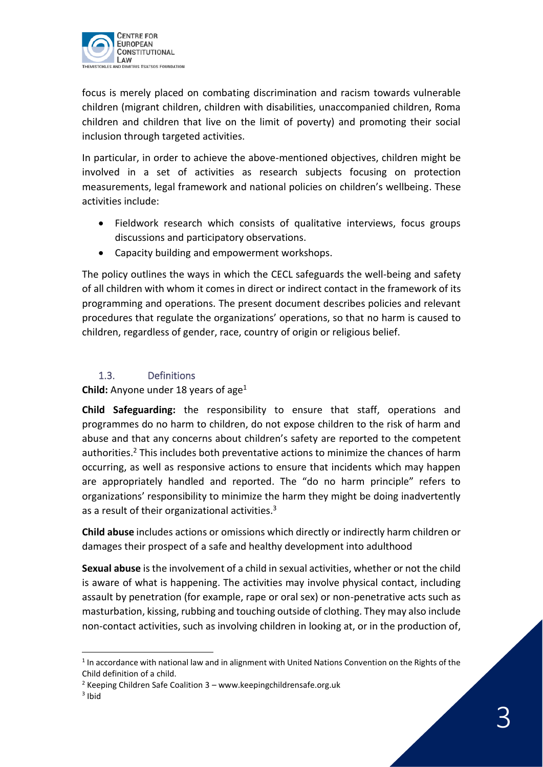focus is merely placed on combating discrimination and racism towards vulnerable children (migrant children, children with disabilities, unaccompanied children, Roma children and children that live on the limit of poverty) and promoting their social inclusion through targeted activities.

In particular, in order to achieve the above-mentioned objectives, children might be involved in a set of activities as research subjects focusing on protection measurements, legal framework and national policies on children's wellbeing. These activities include:

- Fieldwork research which consists of qualitative interviews, focus groups discussions and participatory observations.
- Capacity building and empowerment workshops.

The policy outlines the ways in which the CECL safeguards the well-being and safety of all children with whom it comes in direct or indirect contact in the framework of its programming and operations. The present document describes policies and relevant procedures that regulate the organizations' operations, so that no harm is caused to children, regardless of gender, race, country of origin or religious belief.

### 1.3. Definitions

**Child:** Anyone under 18 years of age[1]

**Child Safeguarding:** the responsibility to ensure that staff, operations and programmes do no harm to children, do not expose children to the risk of harm and abuse and that any concerns about children's safety are reported to the competent authorities.[2] This includes both preventative actions to minimize the chances of harm occurring, as well as responsive actions to ensure that incidents which may happen are appropriately handled and reported. The "do no harm principle" refers to organizations' responsibility to minimize the harm they might be doing inadvertently as a result of their organizational activities.[3]

**Child abuse** includes actions or omissions which directly or indirectly harm children or damages their prospect of a safe and healthy development into adulthood

**Sexual abuse** is the involvement of a child in sexual activities, whether or not the child is aware of what is happening. The activities may involve physical contact, including assault by penetration (for example, rape or oral sex) or non-penetrative acts such as masturbation, kissing, rubbing and touching outside of clothing. They may also include non-contact activities, such as involving children in looking at, or in the production of,

---

[1] In accordance with national law and in alignment with United Nations Convention on the Rights of the Child definition of a child.

[2] Keeping Children Safe Coalition 3 – www.keepingchildrensafe.org.uk

[3] Ibid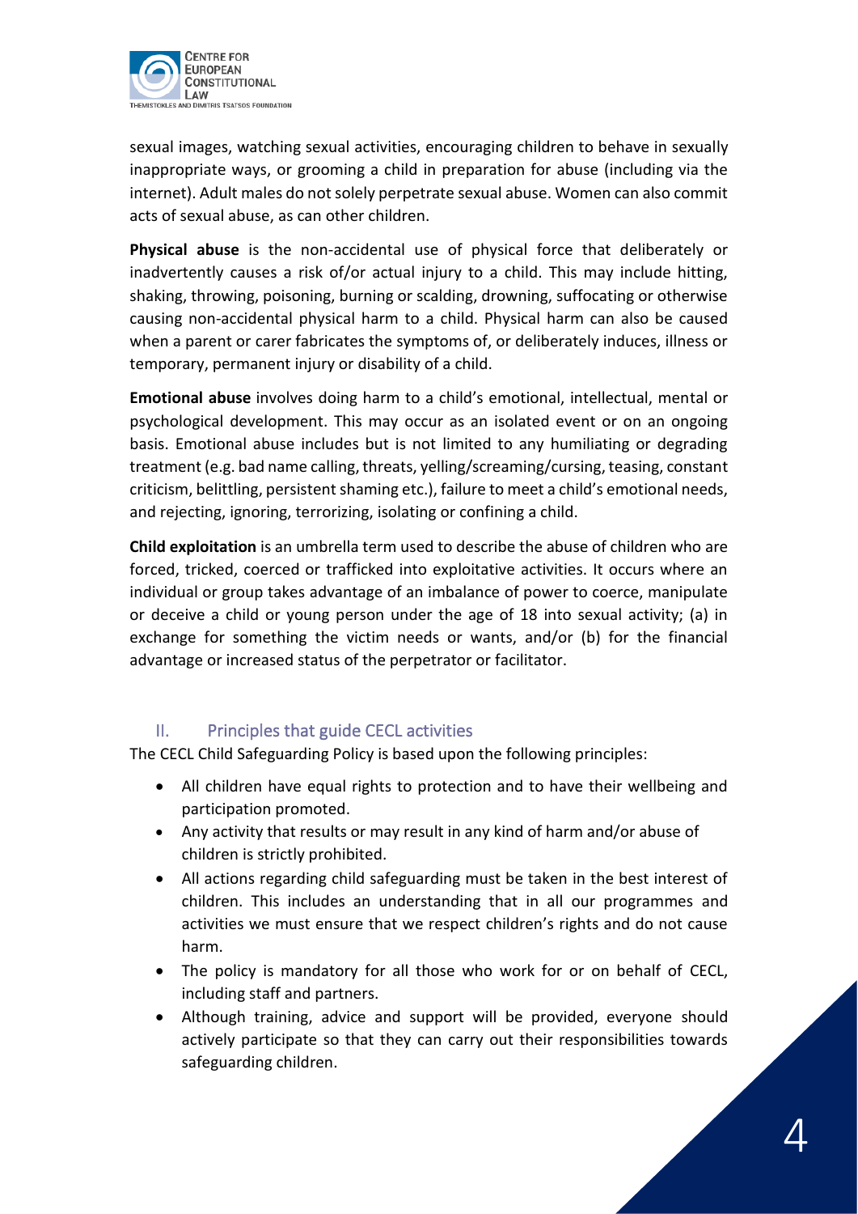sexual images, watching sexual activities, encouraging children to behave in sexually inappropriate ways, or grooming a child in preparation for abuse (including via the internet). Adult males do not solely perpetrate sexual abuse. Women can also commit acts of sexual abuse, as can other children.

**Physical abuse** is the non-accidental use of physical force that deliberately or inadvertently causes a risk of/or actual injury to a child. This may include hitting, shaking, throwing, poisoning, burning or scalding, drowning, suffocating or otherwise causing non-accidental physical harm to a child. Physical harm can also be caused when a parent or carer fabricates the symptoms of, or deliberately induces, illness or temporary, permanent injury or disability of a child.

**Emotional abuse** involves doing harm to a child's emotional, intellectual, mental or psychological development. This may occur as an isolated event or on an ongoing basis. Emotional abuse includes but is not limited to any humiliating or degrading treatment (e.g. bad name calling, threats, yelling/screaming/cursing, teasing, constant criticism, belittling, persistent shaming etc.), failure to meet a child's emotional needs, and rejecting, ignoring, terrorizing, isolating or confining a child.

**Child exploitation** is an umbrella term used to describe the abuse of children who are forced, tricked, coerced or trafficked into exploitative activities. It occurs where an individual or group takes advantage of an imbalance of power to coerce, manipulate or deceive a child or young person under the age of 18 into sexual activity; (a) in exchange for something the victim needs or wants, and/or (b) for the financial advantage or increased status of the perpetrator or facilitator.

## II. Principles that guide CECL activities

The CECL Child Safeguarding Policy is based upon the following principles:

- All children have equal rights to protection and to have their wellbeing and participation promoted.
- Any activity that results or may result in any kind of harm and/or abuse of children is strictly prohibited.
- All actions regarding child safeguarding must be taken in the best interest of children. This includes an understanding that in all our programmes and activities we must ensure that we respect children's rights and do not cause harm.
- The policy is mandatory for all those who work for or on behalf of CECL, including staff and partners.
- Although training, advice and support will be provided, everyone should actively participate so that they can carry out their responsibilities towards safeguarding children.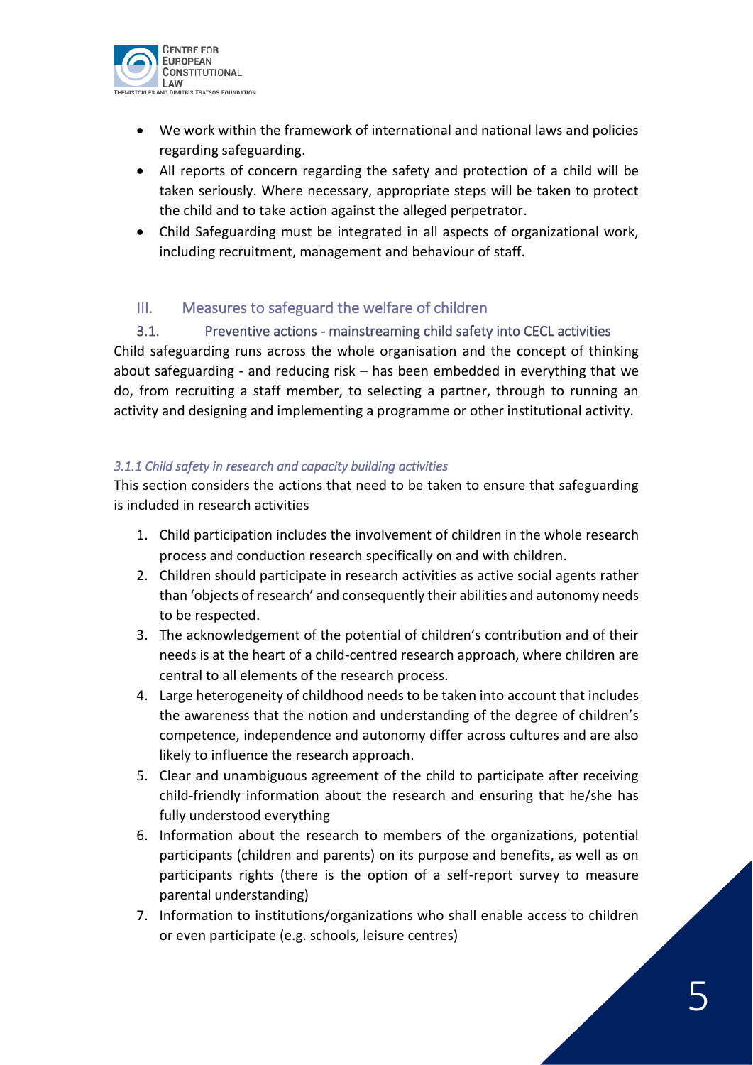- We work within the framework of international and national laws and policies regarding safeguarding.
- All reports of concern regarding the safety and protection of a child will be taken seriously. Where necessary, appropriate steps will be taken to protect the child and to take action against the alleged perpetrator.
- Child Safeguarding must be integrated in all aspects of organizational work, including recruitment, management and behaviour of staff.

## III. Measures to safeguard the welfare of children

### 3.1. Preventive actions - mainstreaming child safety into CECL activities

Child safeguarding runs across the whole organisation and the concept of thinking about safeguarding - and reducing risk – has been embedded in everything that we do, from recruiting a staff member, to selecting a partner, through to running an activity and designing and implementing a programme or other institutional activity.

#### *3.1.1 Child safety in research and capacity building activities*

This section considers the actions that need to be taken to ensure that safeguarding is included in research activities

1. Child participation includes the involvement of children in the whole research process and conduction research specifically on and with children.
2. Children should participate in research activities as active social agents rather than 'objects of research' and consequently their abilities and autonomy needs to be respected.
3. The acknowledgement of the potential of children's contribution and of their needs is at the heart of a child-centred research approach, where children are central to all elements of the research process.
4. Large heterogeneity of childhood needs to be taken into account that includes the awareness that the notion and understanding of the degree of children's competence, independence and autonomy differ across cultures and are also likely to influence the research approach.
5. Clear and unambiguous agreement of the child to participate after receiving child-friendly information about the research and ensuring that he/she has fully understood everything
6. Information about the research to members of the organizations, potential participants (children and parents) on its purpose and benefits, as well as on participants rights (there is the option of a self-report survey to measure parental understanding)
7. Information to institutions/organizations who shall enable access to children or even participate (e.g. schools, leisure centres)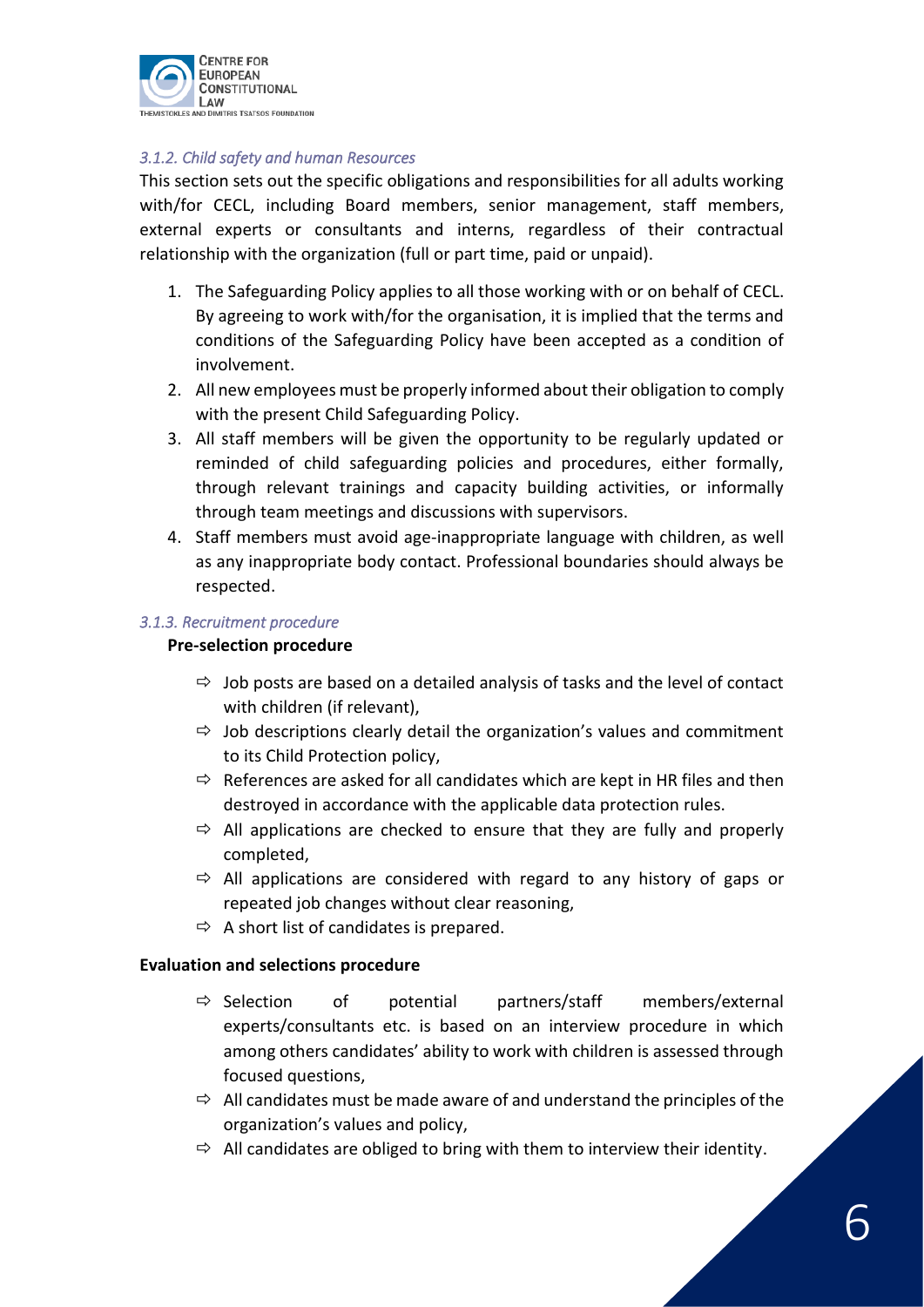### *3.1.2. Child safety and human Resources*

This section sets out the specific obligations and responsibilities for all adults working with/for CECL, including Board members, senior management, staff members, external experts or consultants and interns, regardless of their contractual relationship with the organization (full or part time, paid or unpaid).

1. The Safeguarding Policy applies to all those working with or on behalf of CECL. By agreeing to work with/for the organisation, it is implied that the terms and conditions of the Safeguarding Policy have been accepted as a condition of involvement.
2. All new employees must be properly informed about their obligation to comply with the present Child Safeguarding Policy.
3. All staff members will be given the opportunity to be regularly updated or reminded of child safeguarding policies and procedures, either formally, through relevant trainings and capacity building activities, or informally through team meetings and discussions with supervisors.
4. Staff members must avoid age-inappropriate language with children, as well as any inappropriate body contact. Professional boundaries should always be respected.

### *3.1.3. Recruitment procedure*

**Pre-selection procedure**

- ⇨ Job posts are based on a detailed analysis of tasks and the level of contact with children (if relevant),
- ⇨ Job descriptions clearly detail the organization's values and commitment to its Child Protection policy,
- ⇨ References are asked for all candidates which are kept in HR files and then destroyed in accordance with the applicable data protection rules.
- ⇨ All applications are checked to ensure that they are fully and properly completed,
- ⇨ All applications are considered with regard to any history of gaps or repeated job changes without clear reasoning,
- ⇨ A short list of candidates is prepared.

**Evaluation and selections procedure**

- ⇨ Selection of potential partners/staff members/external experts/consultants etc. is based on an interview procedure in which among others candidates' ability to work with children is assessed through focused questions,
- ⇨ All candidates must be made aware of and understand the principles of the organization's values and policy,
- ⇨ All candidates are obliged to bring with them to interview their identity.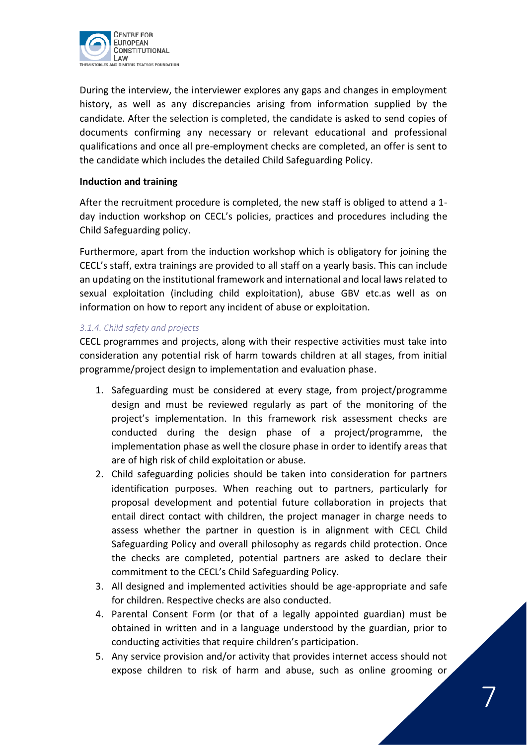During the interview, the interviewer explores any gaps and changes in employment history, as well as any discrepancies arising from information supplied by the candidate. After the selection is completed, the candidate is asked to send copies of documents confirming any necessary or relevant educational and professional qualifications and once all pre-employment checks are completed, an offer is sent to the candidate which includes the detailed Child Safeguarding Policy.

**Induction and training**

After the recruitment procedure is completed, the new staff is obliged to attend a 1-day induction workshop on CECL's policies, practices and procedures including the Child Safeguarding policy.

Furthermore, apart from the induction workshop which is obligatory for joining the CECL's staff, extra trainings are provided to all staff on a yearly basis. This can include an updating on the institutional framework and international and local laws related to sexual exploitation (including child exploitation), abuse GBV etc.as well as on information on how to report any incident of abuse or exploitation.

#### *3.1.4. Child safety and projects*

CECL programmes and projects, along with their respective activities must take into consideration any potential risk of harm towards children at all stages, from initial programme/project design to implementation and evaluation phase.

1. Safeguarding must be considered at every stage, from project/programme design and must be reviewed regularly as part of the monitoring of the project's implementation. In this framework risk assessment checks are conducted during the design phase of a project/programme, the implementation phase as well the closure phase in order to identify areas that are of high risk of child exploitation or abuse.
2. Child safeguarding policies should be taken into consideration for partners identification purposes. When reaching out to partners, particularly for proposal development and potential future collaboration in projects that entail direct contact with children, the project manager in charge needs to assess whether the partner in question is in alignment with CECL Child Safeguarding Policy and overall philosophy as regards child protection. Once the checks are completed, potential partners are asked to declare their commitment to the CECL's Child Safeguarding Policy.
3. All designed and implemented activities should be age-appropriate and safe for children. Respective checks are also conducted.
4. Parental Consent Form (or that of a legally appointed guardian) must be obtained in written and in a language understood by the guardian, prior to conducting activities that require children's participation.
5. Any service provision and/or activity that provides internet access should not expose children to risk of harm and abuse, such as online grooming or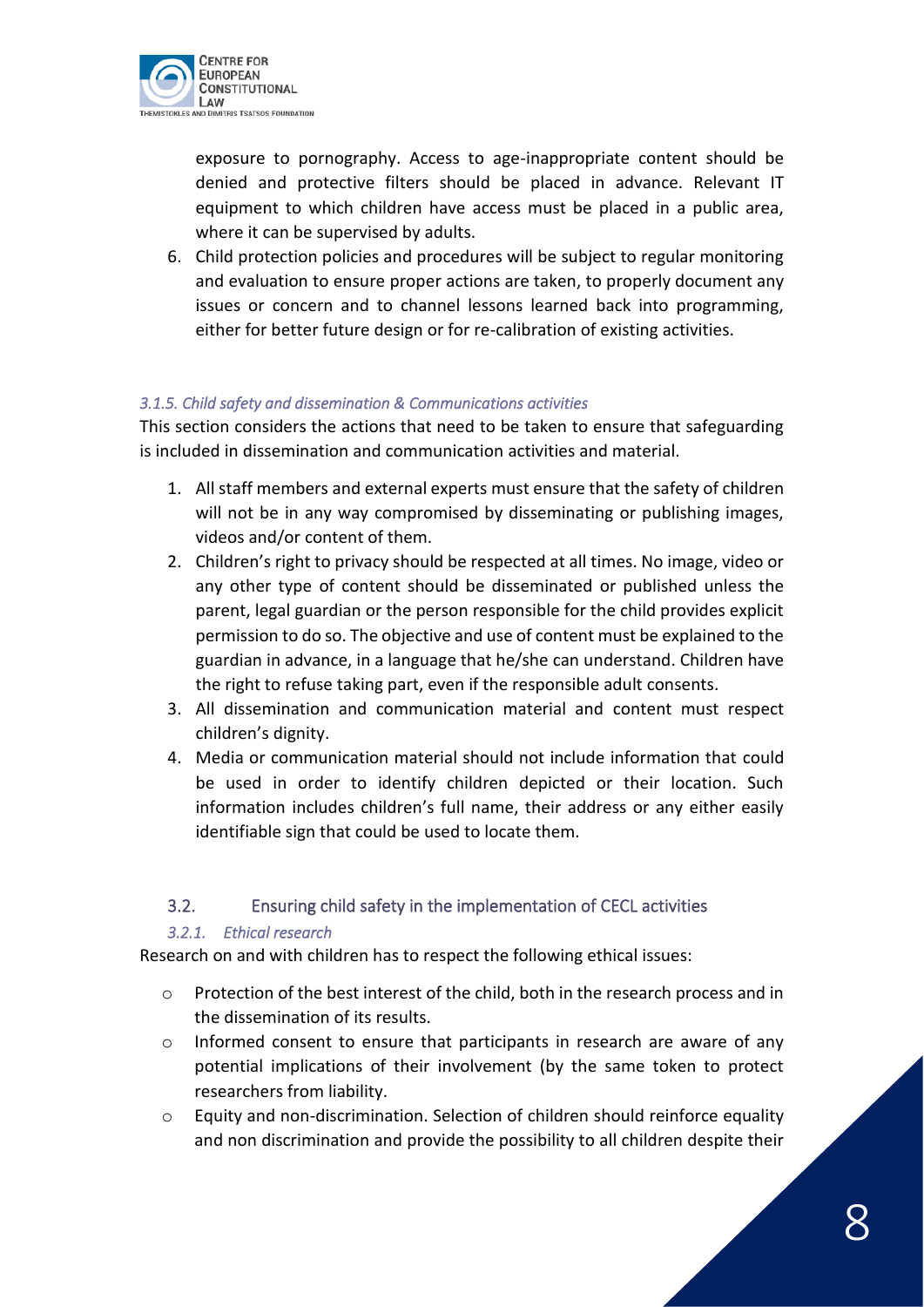exposure to pornography. Access to age-inappropriate content should be denied and protective filters should be placed in advance. Relevant IT equipment to which children have access must be placed in a public area, where it can be supervised by adults.

6. Child protection policies and procedures will be subject to regular monitoring and evaluation to ensure proper actions are taken, to properly document any issues or concern and to channel lessons learned back into programming, either for better future design or for re-calibration of existing activities.

#### *3.1.5. Child safety and dissemination & Communications activities*

This section considers the actions that need to be taken to ensure that safeguarding is included in dissemination and communication activities and material.

1. All staff members and external experts must ensure that the safety of children will not be in any way compromised by disseminating or publishing images, videos and/or content of them.
2. Children's right to privacy should be respected at all times. No image, video or any other type of content should be disseminated or published unless the parent, legal guardian or the person responsible for the child provides explicit permission to do so. The objective and use of content must be explained to the guardian in advance, in a language that he/she can understand. Children have the right to refuse taking part, even if the responsible adult consents.
3. All dissemination and communication material and content must respect children's dignity.
4. Media or communication material should not include information that could be used in order to identify children depicted or their location. Such information includes children's full name, their address or any either easily identifiable sign that could be used to locate them.

### 3.2. Ensuring child safety in the implementation of CECL activities

#### *3.2.1. Ethical research*

Research on and with children has to respect the following ethical issues:

- Protection of the best interest of the child, both in the research process and in the dissemination of its results.
- Informed consent to ensure that participants in research are aware of any potential implications of their involvement (by the same token to protect researchers from liability.
- Equity and non-discrimination. Selection of children should reinforce equality and non discrimination and provide the possibility to all children despite their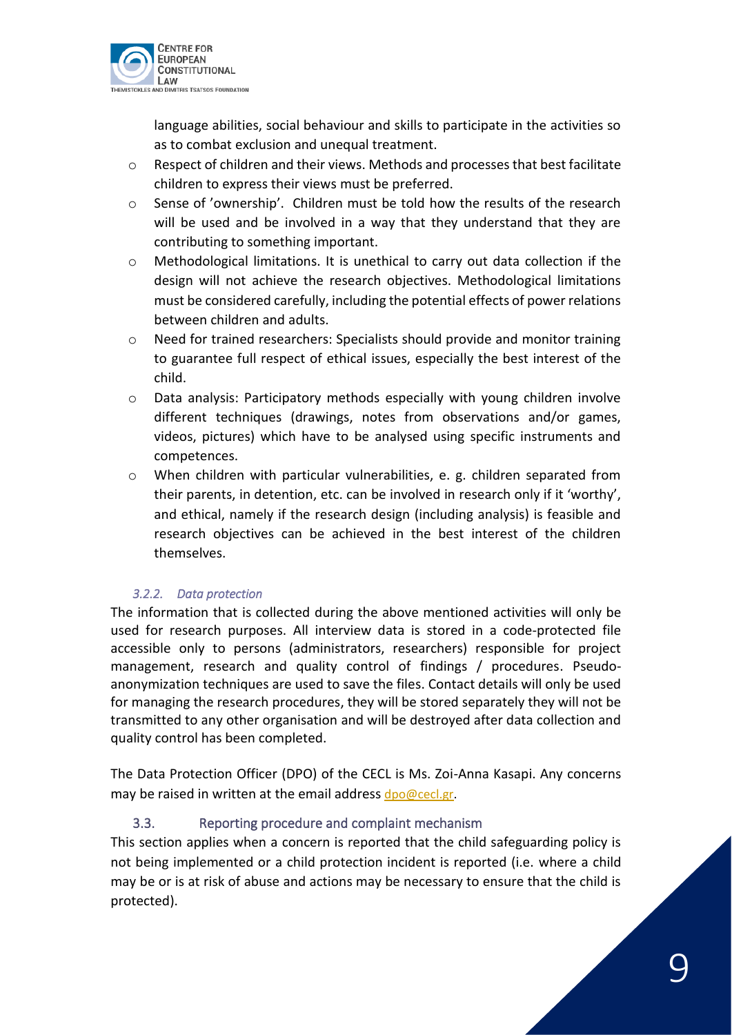language abilities, social behaviour and skills to participate in the activities so as to combat exclusion and unequal treatment.

- Respect of children and their views. Methods and processes that best facilitate children to express their views must be preferred.
- Sense of 'ownership'. Children must be told how the results of the research will be used and be involved in a way that they understand that they are contributing to something important.
- Methodological limitations. It is unethical to carry out data collection if the design will not achieve the research objectives. Methodological limitations must be considered carefully, including the potential effects of power relations between children and adults.
- Need for trained researchers: Specialists should provide and monitor training to guarantee full respect of ethical issues, especially the best interest of the child.
- Data analysis: Participatory methods especially with young children involve different techniques (drawings, notes from observations and/or games, videos, pictures) which have to be analysed using specific instruments and competences.
- When children with particular vulnerabilities, e. g. children separated from their parents, in detention, etc. can be involved in research only if it 'worthy', and ethical, namely if the research design (including analysis) is feasible and research objectives can be achieved in the best interest of the children themselves.

#### *3.2.2. Data protection*

The information that is collected during the above mentioned activities will only be used for research purposes. All interview data is stored in a code-protected file accessible only to persons (administrators, researchers) responsible for project management, research and quality control of findings / procedures. Pseudo-anonymization techniques are used to save the files. Contact details will only be used for managing the research procedures, they will be stored separately they will not be transmitted to any other organisation and will be destroyed after data collection and quality control has been completed.

The Data Protection Officer (DPO) of the CECL is Ms. Zoi-Anna Kasapi. Any concerns may be raised in written at the email address dpo@cecl.gr.

### 3.3. Reporting procedure and complaint mechanism

This section applies when a concern is reported that the child safeguarding policy is not being implemented or a child protection incident is reported (i.e. where a child may be or is at risk of abuse and actions may be necessary to ensure that the child is protected).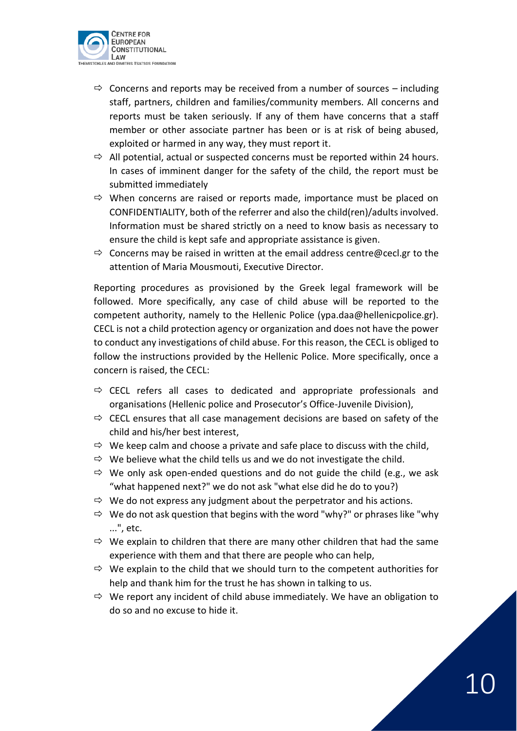- ⇨ Concerns and reports may be received from a number of sources – including staff, partners, children and families/community members. All concerns and reports must be taken seriously. If any of them have concerns that a staff member or other associate partner has been or is at risk of being abused, exploited or harmed in any way, they must report it.
- ⇨ All potential, actual or suspected concerns must be reported within 24 hours. In cases of imminent danger for the safety of the child, the report must be submitted immediately
- ⇨ When concerns are raised or reports made, importance must be placed on CONFIDENTIALITY, both of the referrer and also the child(ren)/adults involved. Information must be shared strictly on a need to know basis as necessary to ensure the child is kept safe and appropriate assistance is given.
- ⇨ Concerns may be raised in written at the email address centre@cecl.gr to the attention of Maria Mousmouti, Executive Director.

Reporting procedures as provisioned by the Greek legal framework will be followed. More specifically, any case of child abuse will be reported to the competent authority, namely to the Hellenic Police (ypa.daa@hellenicpolice.gr). CECL is not a child protection agency or organization and does not have the power to conduct any investigations of child abuse. For this reason, the CECL is obliged to follow the instructions provided by the Hellenic Police. More specifically, once a concern is raised, the CECL:

- ⇨ CECL refers all cases to dedicated and appropriate professionals and organisations (Hellenic police and Prosecutor's Office-Juvenile Division),
- ⇨ CECL ensures that all case management decisions are based on safety of the child and his/her best interest,
- ⇨ We keep calm and choose a private and safe place to discuss with the child,
- ⇨ We believe what the child tells us and we do not investigate the child.
- ⇨ We only ask open-ended questions and do not guide the child (e.g., we ask "what happened next?" we do not ask "what else did he do to you?)
- ⇨ We do not express any judgment about the perpetrator and his actions.
- ⇨ We do not ask question that begins with the word "why?" or phrases like "why ...", etc.
- ⇨ We explain to children that there are many other children that had the same experience with them and that there are people who can help,
- ⇨ We explain to the child that we should turn to the competent authorities for help and thank him for the trust he has shown in talking to us.
- ⇨ We report any incident of child abuse immediately. We have an obligation to do so and no excuse to hide it.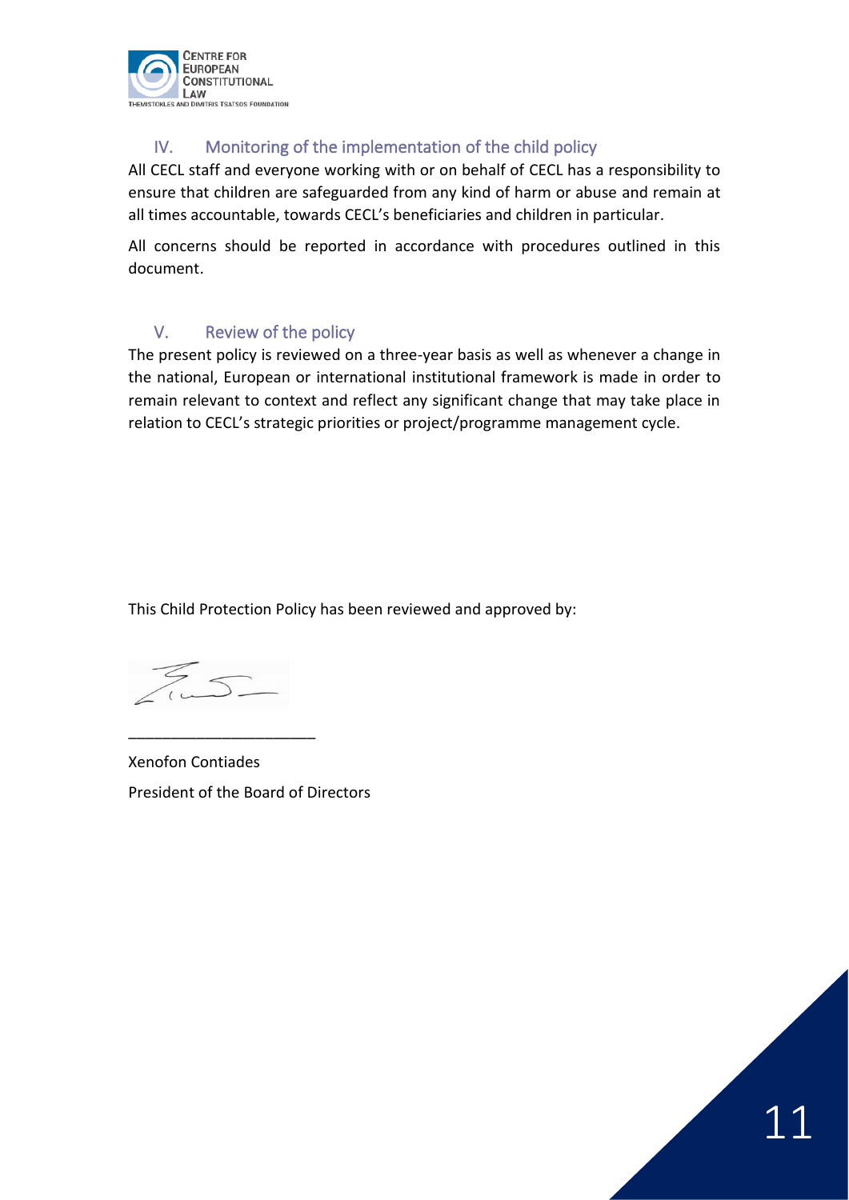## IV. Monitoring of the implementation of the child policy

All CECL staff and everyone working with or on behalf of CECL has a responsibility to ensure that children are safeguarded from any kind of harm or abuse and remain at all times accountable, towards CECL's beneficiaries and children in particular.

All concerns should be reported in accordance with procedures outlined in this document.

## V. Review of the policy

The present policy is reviewed on a three-year basis as well as whenever a change in the national, European or international institutional framework is made in order to remain relevant to context and reflect any significant change that may take place in relation to CECL's strategic priorities or project/programme management cycle.

This Child Protection Policy has been reviewed and approved by:

______________________

Xenofon Contiades

President of the Board of Directors